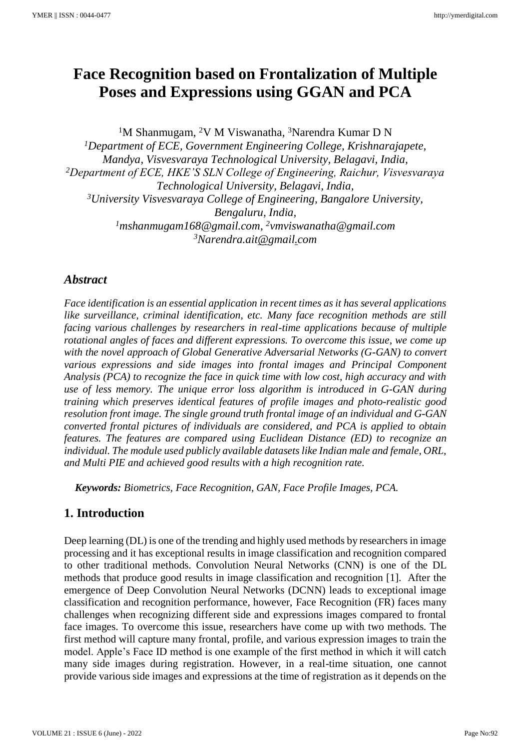# Face Recognition based on Frontalization of Multiple Poses and Expressions using GGAN and PCA

[1]M Shanmugam, [2]V M Viswanatha, [3]Narendra Kumar D N

*[1]Department of ECE, Government Engineering College, Krishnarajapete, Mandya, Visvesvaraya Technological University, Belagavi, India,*
*[2]Department of ECE, HKE'S SLN College of Engineering, Raichur, Visvesvaraya Technological University, Belagavi, India,*
*[3]University Visvesvaraya College of Engineering, Bangalore University, Bengaluru, India,*
*[1]mshanmugam168@gmail.com, [2]vmviswanatha@gmail.com*
*[3]Narendra.ait@gmail.com*

## *Abstract*

*Face identification is an essential application in recent times as it has several applications like surveillance, criminal identification, etc. Many face recognition methods are still facing various challenges by researchers in real-time applications because of multiple rotational angles of faces and different expressions. To overcome this issue, we come up with the novel approach of Global Generative Adversarial Networks (G-GAN) to convert various expressions and side images into frontal images and Principal Component Analysis (PCA) to recognize the face in quick time with low cost, high accuracy and with use of less memory. The unique error loss algorithm is introduced in G-GAN during training which preserves identical features of profile images and photo-realistic good resolution front image. The single ground truth frontal image of an individual and G-GAN converted frontal pictures of individuals are considered, and PCA is applied to obtain features. The features are compared using Euclidean Distance (ED) to recognize an individual. The module used publicly available datasets like Indian male and female, ORL, and Multi PIE and achieved good results with a high recognition rate.*

***Keywords:*** *Biometrics, Face Recognition, GAN, Face Profile Images, PCA.*

## 1. Introduction

Deep learning (DL) is one of the trending and highly used methods by researchers in image processing and it has exceptional results in image classification and recognition compared to other traditional methods. Convolution Neural Networks (CNN) is one of the DL methods that produce good results in image classification and recognition [1]. After the emergence of Deep Convolution Neural Networks (DCNN) leads to exceptional image classification and recognition performance, however, Face Recognition (FR) faces many challenges when recognizing different side and expressions images compared to frontal face images. To overcome this issue, researchers have come up with two methods. The first method will capture many frontal, profile, and various expression images to train the model. Apple's Face ID method is one example of the first method in which it will catch many side images during registration. However, in a real-time situation, one cannot provide various side images and expressions at the time of registration as it depends on the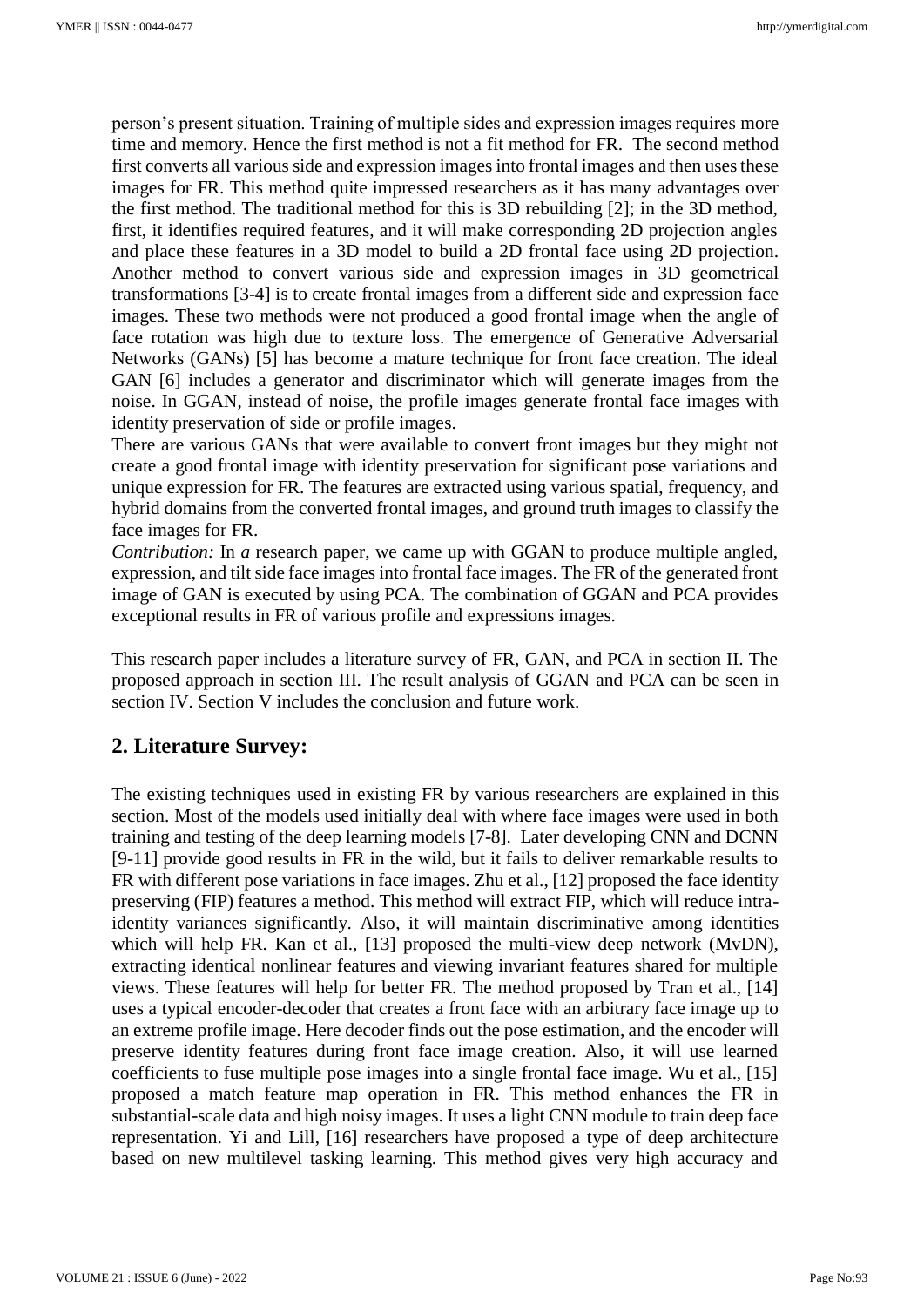person's present situation. Training of multiple sides and expression images requires more time and memory. Hence the first method is not a fit method for FR. The second method first converts all various side and expression images into frontal images and then uses these images for FR. This method quite impressed researchers as it has many advantages over the first method. The traditional method for this is 3D rebuilding [2]; in the 3D method, first, it identifies required features, and it will make corresponding 2D projection angles and place these features in a 3D model to build a 2D frontal face using 2D projection. Another method to convert various side and expression images in 3D geometrical transformations [3-4] is to create frontal images from a different side and expression face images. These two methods were not produced a good frontal image when the angle of face rotation was high due to texture loss. The emergence of Generative Adversarial Networks (GANs) [5] has become a mature technique for front face creation. The ideal GAN [6] includes a generator and discriminator which will generate images from the noise. In GGAN, instead of noise, the profile images generate frontal face images with identity preservation of side or profile images.

There are various GANs that were available to convert front images but they might not create a good frontal image with identity preservation for significant pose variations and unique expression for FR. The features are extracted using various spatial, frequency, and hybrid domains from the converted frontal images, and ground truth images to classify the face images for FR.

*Contribution:* In *a* research paper, we came up with GGAN to produce multiple angled, expression, and tilt side face images into frontal face images. The FR of the generated front image of GAN is executed by using PCA. The combination of GGAN and PCA provides exceptional results in FR of various profile and expressions images.

This research paper includes a literature survey of FR, GAN, and PCA in section II. The proposed approach in section III. The result analysis of GGAN and PCA can be seen in section IV. Section V includes the conclusion and future work.

## 2. Literature Survey:

The existing techniques used in existing FR by various researchers are explained in this section. Most of the models used initially deal with where face images were used in both training and testing of the deep learning models [7-8]. Later developing CNN and DCNN [9-11] provide good results in FR in the wild, but it fails to deliver remarkable results to FR with different pose variations in face images. Zhu et al., [12] proposed the face identity preserving (FIP) features a method. This method will extract FIP, which will reduce intra-identity variances significantly. Also, it will maintain discriminative among identities which will help FR. Kan et al., [13] proposed the multi-view deep network (MvDN), extracting identical nonlinear features and viewing invariant features shared for multiple views. These features will help for better FR. The method proposed by Tran et al., [14] uses a typical encoder-decoder that creates a front face with an arbitrary face image up to an extreme profile image. Here decoder finds out the pose estimation, and the encoder will preserve identity features during front face image creation. Also, it will use learned coefficients to fuse multiple pose images into a single frontal face image. Wu et al., [15] proposed a match feature map operation in FR. This method enhances the FR in substantial-scale data and high noisy images. It uses a light CNN module to train deep face representation. Yi and Lill, [16] researchers have proposed a type of deep architecture based on new multilevel tasking learning. This method gives very high accuracy and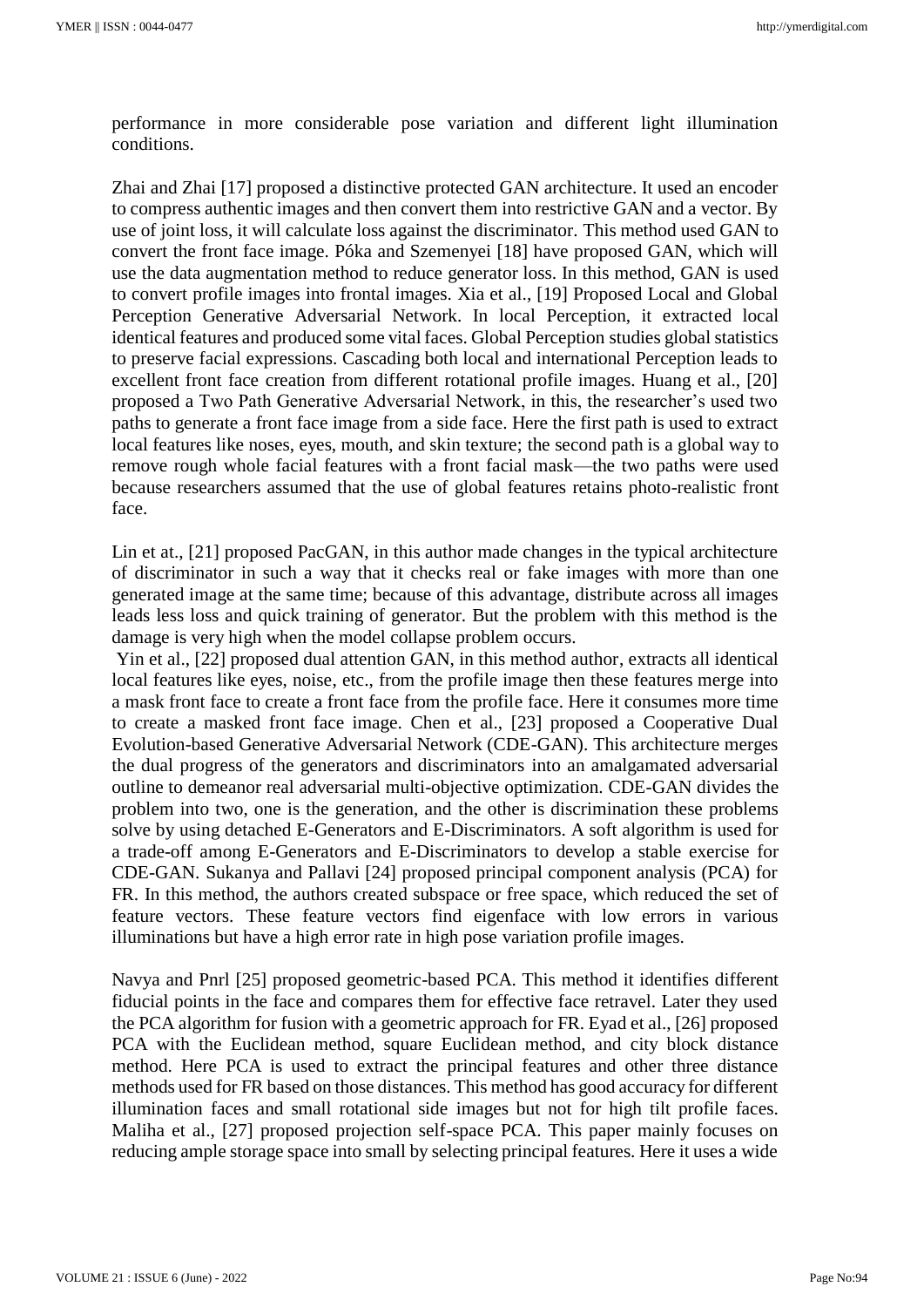performance in more considerable pose variation and different light illumination conditions.

Zhai and Zhai [17] proposed a distinctive protected GAN architecture. It used an encoder to compress authentic images and then convert them into restrictive GAN and a vector. By use of joint loss, it will calculate loss against the discriminator. This method used GAN to convert the front face image. Póka and Szemenyei [18] have proposed GAN, which will use the data augmentation method to reduce generator loss. In this method, GAN is used to convert profile images into frontal images. Xia et al., [19] Proposed Local and Global Perception Generative Adversarial Network. In local Perception, it extracted local identical features and produced some vital faces. Global Perception studies global statistics to preserve facial expressions. Cascading both local and international Perception leads to excellent front face creation from different rotational profile images. Huang et al., [20] proposed a Two Path Generative Adversarial Network, in this, the researcher's used two paths to generate a front face image from a side face. Here the first path is used to extract local features like noses, eyes, mouth, and skin texture; the second path is a global way to remove rough whole facial features with a front facial mask—the two paths were used because researchers assumed that the use of global features retains photo-realistic front face.

Lin et at., [21] proposed PacGAN, in this author made changes in the typical architecture of discriminator in such a way that it checks real or fake images with more than one generated image at the same time; because of this advantage, distribute across all images leads less loss and quick training of generator. But the problem with this method is the damage is very high when the model collapse problem occurs.

Yin et al., [22] proposed dual attention GAN, in this method author, extracts all identical local features like eyes, noise, etc., from the profile image then these features merge into a mask front face to create a front face from the profile face. Here it consumes more time to create a masked front face image. Chen et al., [23] proposed a Cooperative Dual Evolution-based Generative Adversarial Network (CDE-GAN). This architecture merges the dual progress of the generators and discriminators into an amalgamated adversarial outline to demeanor real adversarial multi-objective optimization. CDE-GAN divides the problem into two, one is the generation, and the other is discrimination these problems solve by using detached E-Generators and E-Discriminators. A soft algorithm is used for a trade-off among E-Generators and E-Discriminators to develop a stable exercise for CDE-GAN. Sukanya and Pallavi [24] proposed principal component analysis (PCA) for FR. In this method, the authors created subspace or free space, which reduced the set of feature vectors. These feature vectors find eigenface with low errors in various illuminations but have a high error rate in high pose variation profile images.

Navya and Pnrl [25] proposed geometric-based PCA. This method it identifies different fiducial points in the face and compares them for effective face retravel. Later they used the PCA algorithm for fusion with a geometric approach for FR. Eyad et al., [26] proposed PCA with the Euclidean method, square Euclidean method, and city block distance method. Here PCA is used to extract the principal features and other three distance methods used for FR based on those distances. This method has good accuracy for different illumination faces and small rotational side images but not for high tilt profile faces. Maliha et al., [27] proposed projection self-space PCA. This paper mainly focuses on reducing ample storage space into small by selecting principal features. Here it uses a wide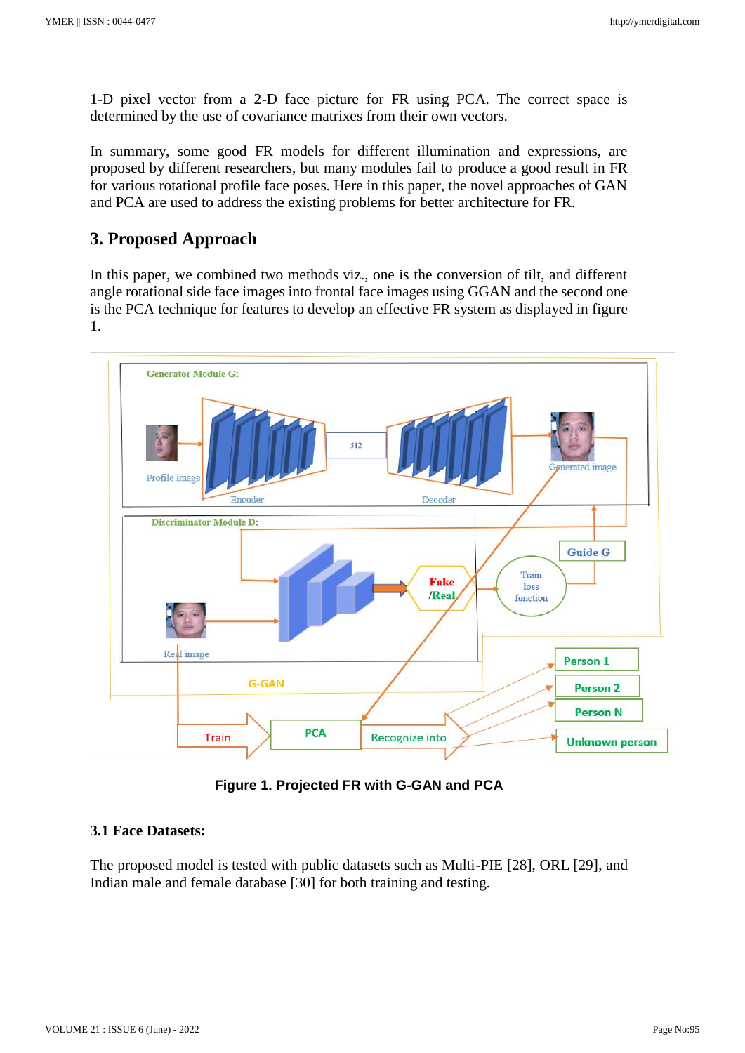1-D pixel vector from a 2-D face picture for FR using PCA. The correct space is determined by the use of covariance matrixes from their own vectors.

In summary, some good FR models for different illumination and expressions, are proposed by different researchers, but many modules fail to produce a good result in FR for various rotational profile face poses. Here in this paper, the novel approaches of GAN and PCA are used to address the existing problems for better architecture for FR.

## 3. Proposed Approach

In this paper, we combined two methods viz., one is the conversion of tilt, and different angle rotational side face images into frontal face images using GGAN and the second one is the PCA technique for features to develop an effective FR system as displayed in figure 1.

**Figure 1. Projected FR with G-GAN and PCA**

### 3.1 Face Datasets:

The proposed model is tested with public datasets such as Multi-PIE [28], ORL [29], and Indian male and female database [30] for both training and testing.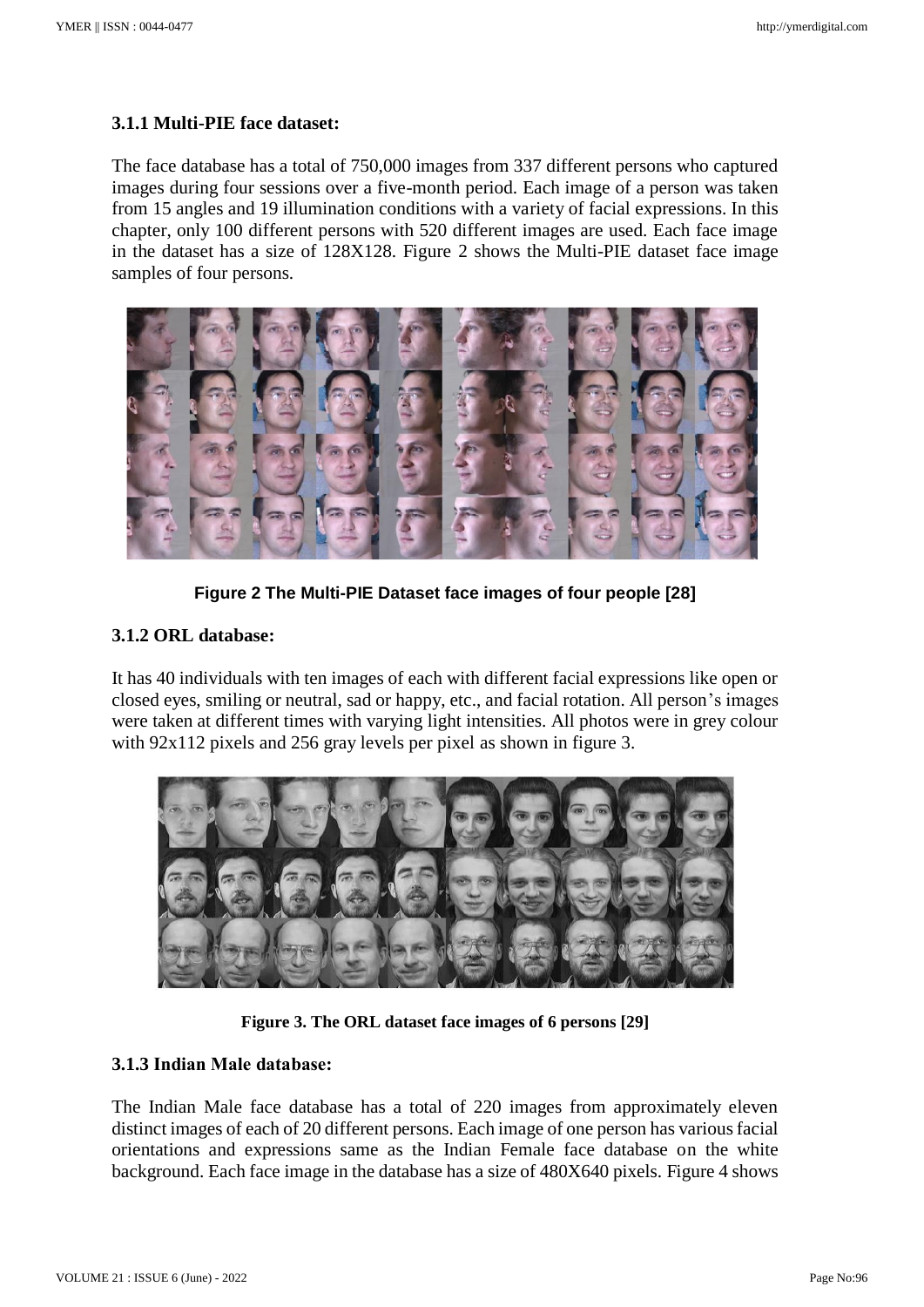### 3.1.1 Multi-PIE face dataset:

The face database has a total of 750,000 images from 337 different persons who captured images during four sessions over a five-month period. Each image of a person was taken from 15 angles and 19 illumination conditions with a variety of facial expressions. In this chapter, only 100 different persons with 520 different images are used. Each face image in the dataset has a size of 128X128. Figure 2 shows the Multi-PIE dataset face image samples of four persons.

**Figure 2 The Multi-PIE Dataset face images of four people [28]**

### 3.1.2 ORL database:

It has 40 individuals with ten images of each with different facial expressions like open or closed eyes, smiling or neutral, sad or happy, etc., and facial rotation. All person's images were taken at different times with varying light intensities. All photos were in grey colour with 92x112 pixels and 256 gray levels per pixel as shown in figure 3.

**Figure 3. The ORL dataset face images of 6 persons [29]**

### 3.1.3 Indian Male database:

The Indian Male face database has a total of 220 images from approximately eleven distinct images of each of 20 different persons. Each image of one person has various facial orientations and expressions same as the Indian Female face database on the white background. Each face image in the database has a size of 480X640 pixels. Figure 4 shows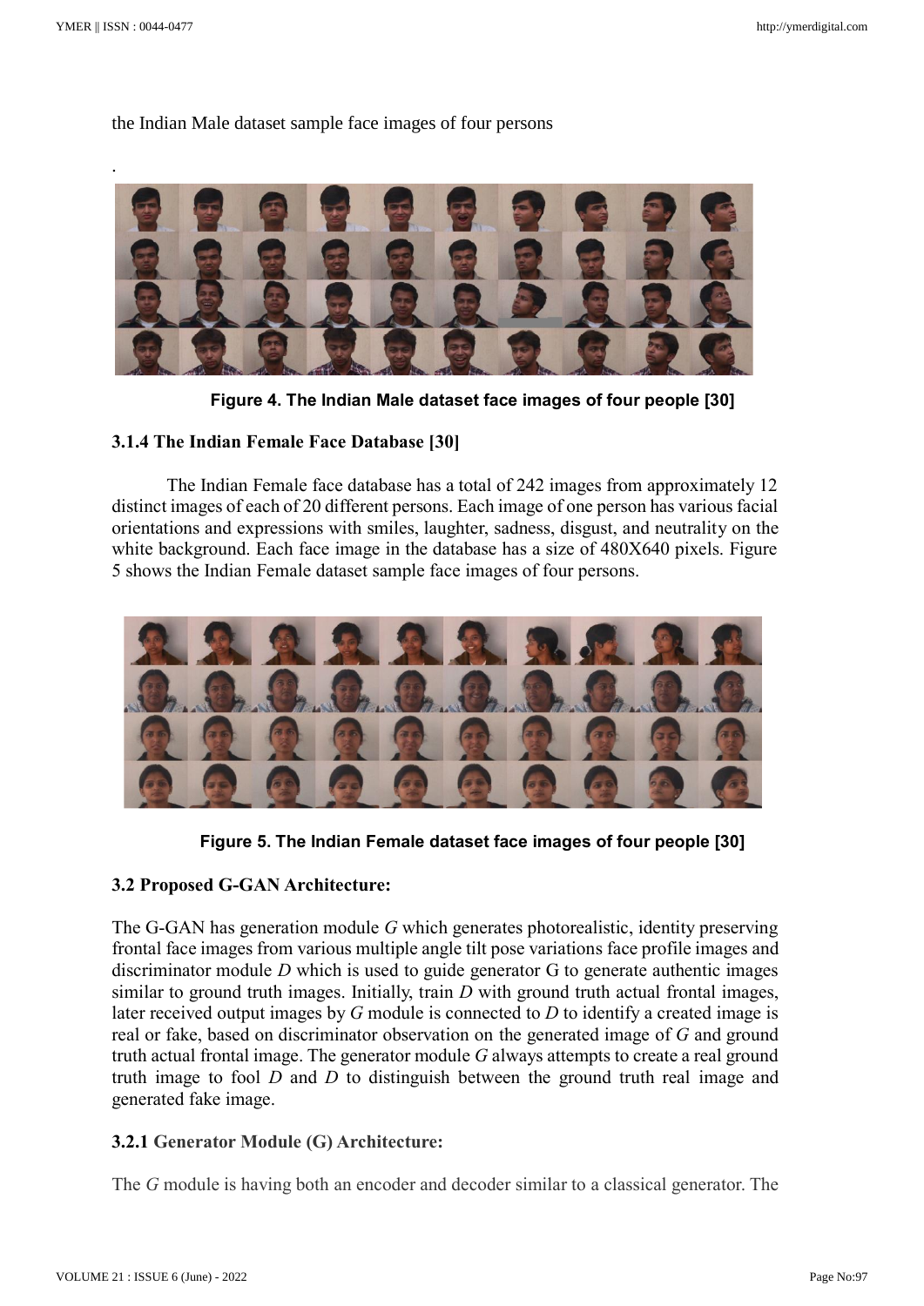the Indian Male dataset sample face images of four persons

.

**Figure 4. The Indian Male dataset face images of four people [30]**

### 3.1.4 The Indian Female Face Database [30]

The Indian Female face database has a total of 242 images from approximately 12 distinct images of each of 20 different persons. Each image of one person has various facial orientations and expressions with smiles, laughter, sadness, disgust, and neutrality on the white background. Each face image in the database has a size of 480X640 pixels. Figure 5 shows the Indian Female dataset sample face images of four persons.

**Figure 5. The Indian Female dataset face images of four people [30]**

### 3.2 Proposed G-GAN Architecture:

The G-GAN has generation module *G* which generates photorealistic, identity preserving frontal face images from various multiple angle tilt pose variations face profile images and discriminator module *D* which is used to guide generator G to generate authentic images similar to ground truth images. Initially, train *D* with ground truth actual frontal images, later received output images by *G* module is connected to *D* to identify a created image is real or fake, based on discriminator observation on the generated image of *G* and ground truth actual frontal image. The generator module *G* always attempts to create a real ground truth image to fool *D* and *D* to distinguish between the ground truth real image and generated fake image.

#### 3.2.1 Generator Module (G) Architecture:

The *G* module is having both an encoder and decoder similar to a classical generator. The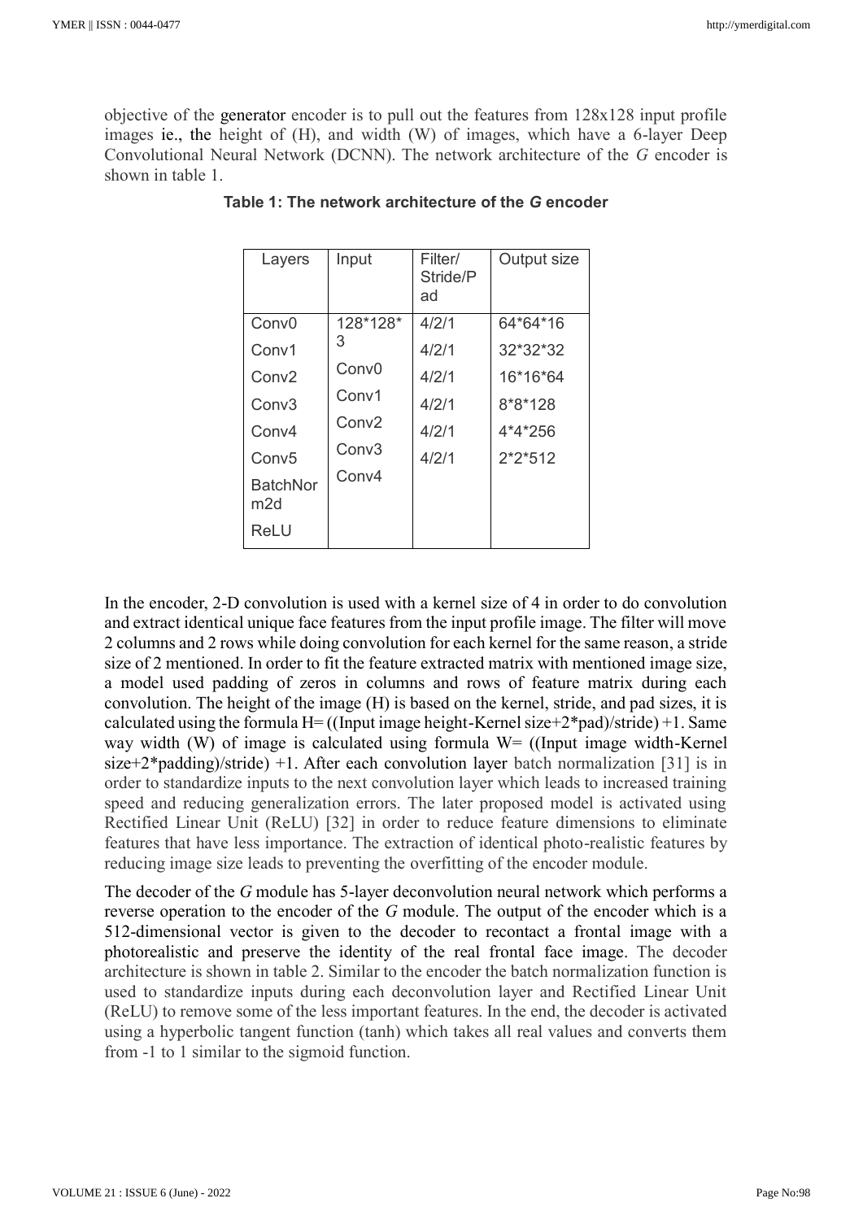objective of the generator encoder is to pull out the features from 128x128 input profile images ie., the height of (H), and width (W) of images, which have a 6-layer Deep Convolutional Neural Network (DCNN). The network architecture of the *G* encoder is shown in table 1.

**Table 1: The network architecture of the *G* encoder**

| Layers | Input | Filter/ Stride/Pad | Output size |
|---|---|---|---|
| Conv0 | 128*128*3 | 4/2/1 | 64*64*16 |
| Conv1 | Conv0 | 4/2/1 | 32*32*32 |
| Conv2 | Conv1 | 4/2/1 | 16*16*64 |
| Conv3 | Conv2 | 4/2/1 | 8*8*128 |
| Conv4 | Conv3 | 4/2/1 | 4*4*256 |
| Conv5 | Conv4 | 4/2/1 | 2*2*512 |
| BatchNorm2d | | | |
| ReLU | | | |

In the encoder, 2-D convolution is used with a kernel size of 4 in order to do convolution and extract identical unique face features from the input profile image. The filter will move 2 columns and 2 rows while doing convolution for each kernel for the same reason, a stride size of 2 mentioned. In order to fit the feature extracted matrix with mentioned image size, a model used padding of zeros in columns and rows of feature matrix during each convolution. The height of the image (H) is based on the kernel, stride, and pad sizes, it is calculated using the formula H= ((Input image height-Kernel size+2*pad)/stride) +1. Same way width (W) of image is calculated using formula W= ((Input image width-Kernel size+2*padding)/stride) +1. After each convolution layer batch normalization [31] is in order to standardize inputs to the next convolution layer which leads to increased training speed and reducing generalization errors. The later proposed model is activated using Rectified Linear Unit (ReLU) [32] in order to reduce feature dimensions to eliminate features that have less importance. The extraction of identical photo-realistic features by reducing image size leads to preventing the overfitting of the encoder module.

The decoder of the *G* module has 5-layer deconvolution neural network which performs a reverse operation to the encoder of the *G* module. The output of the encoder which is a 512-dimensional vector is given to the decoder to recontact a frontal image with a photorealistic and preserve the identity of the real frontal face image. The decoder architecture is shown in table 2. Similar to the encoder the batch normalization function is used to standardize inputs during each deconvolution layer and Rectified Linear Unit (ReLU) to remove some of the less important features. In the end, the decoder is activated using a hyperbolic tangent function (tanh) which takes all real values and converts them from -1 to 1 similar to the sigmoid function.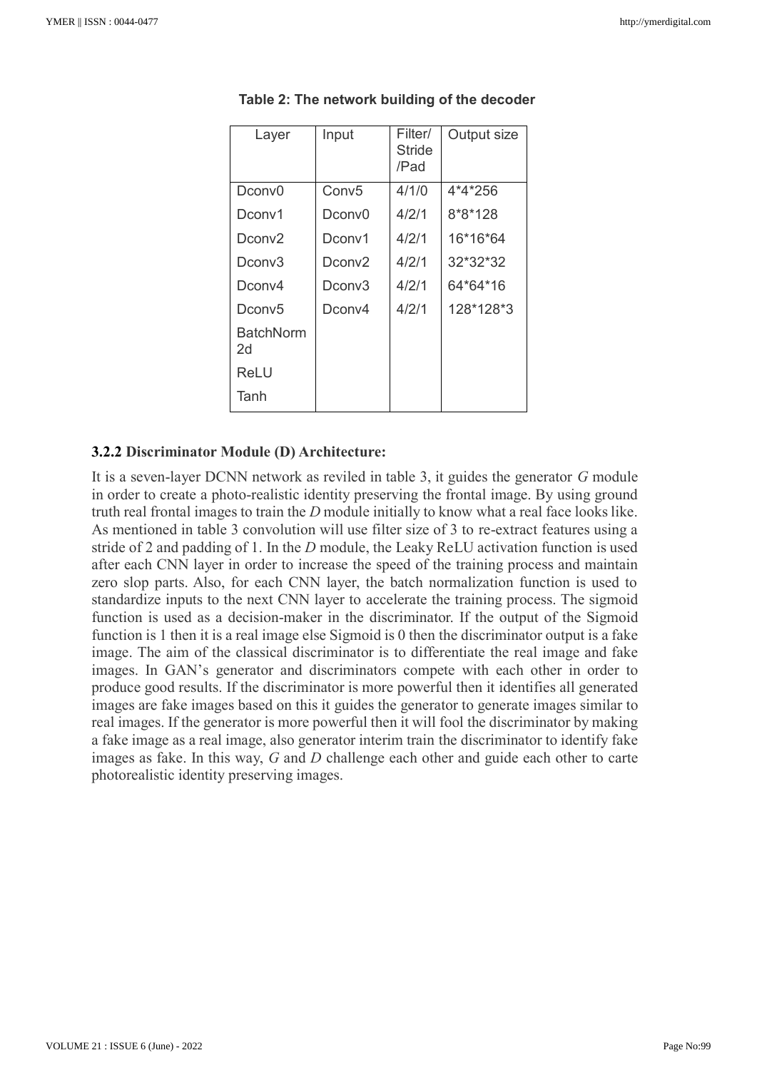**Table 2: The network building of the decoder**

| Layer | Input | Filter/ Stride /Pad | Output size |
|---|---|---|---|
| Dconv0 | Conv5 | 4/1/0 | 4*4*256 |
| Dconv1 | Dconv0 | 4/2/1 | 8*8*128 |
| Dconv2 | Dconv1 | 4/2/1 | 16*16*64 |
| Dconv3 | Dconv2 | 4/2/1 | 32*32*32 |
| Dconv4 | Dconv3 | 4/2/1 | 64*64*16 |
| Dconv5 | Dconv4 | 4/2/1 | 128*128*3 |
| BatchNorm 2d | | | |
| ReLU | | | |
| Tanh | | | |

### 3.2.2 Discriminator Module (D) Architecture:

It is a seven-layer DCNN network as reviled in table 3, it guides the generator *G* module in order to create a photo-realistic identity preserving the frontal image. By using ground truth real frontal images to train the *D* module initially to know what a real face looks like. As mentioned in table 3 convolution will use filter size of 3 to re-extract features using a stride of 2 and padding of 1. In the *D* module, the Leaky ReLU activation function is used after each CNN layer in order to increase the speed of the training process and maintain zero slop parts. Also, for each CNN layer, the batch normalization function is used to standardize inputs to the next CNN layer to accelerate the training process. The sigmoid function is used as a decision-maker in the discriminator. If the output of the Sigmoid function is 1 then it is a real image else Sigmoid is 0 then the discriminator output is a fake image. The aim of the classical discriminator is to differentiate the real image and fake images. In GAN's generator and discriminators compete with each other in order to produce good results. If the discriminator is more powerful then it identifies all generated images are fake images based on this it guides the generator to generate images similar to real images. If the generator is more powerful then it will fool the discriminator by making a fake image as a real image, also generator interim train the discriminator to identify fake images as fake. In this way, *G* and *D* challenge each other and guide each other to carte photorealistic identity preserving images.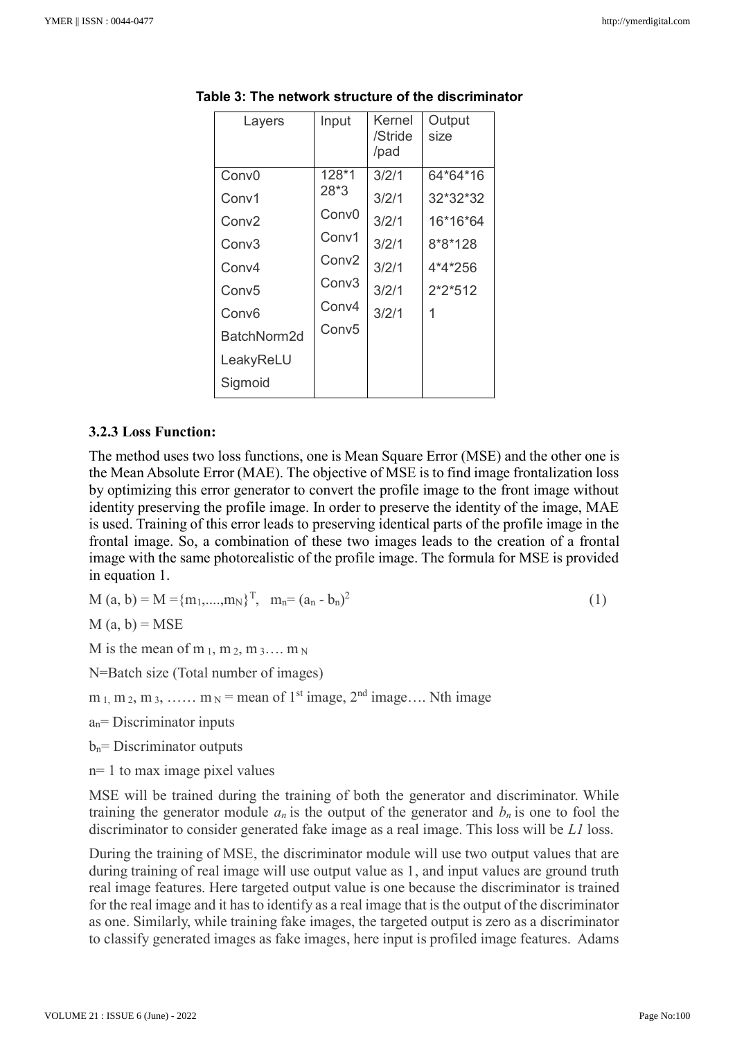**Table 3: The network structure of the discriminator**

| Layers | Input | Kernel /Stride /pad | Output size |
|---|---|---|---|
| Conv0 | 128*128*3 | 3/2/1 | 64*64*16 |
| Conv1 | Conv0 | 3/2/1 | 32*32*32 |
| Conv2 | Conv1 | 3/2/1 | 16*16*64 |
| Conv3 | Conv2 | 3/2/1 | 8*8*128 |
| Conv4 | Conv3 | 3/2/1 | 4*4*256 |
| Conv5 | Conv4 | 3/2/1 | 2*2*512 |
| Conv6 | Conv5 | 3/2/1 | 1 |
| BatchNorm2d | | | |
| LeakyReLU | | | |
| Sigmoid | | | |

### 3.2.3 Loss Function:

The method uses two loss functions, one is Mean Square Error (MSE) and the other one is the Mean Absolute Error (MAE). The objective of MSE is to find image frontalization loss by optimizing this error generator to convert the profile image to the front image without identity preserving the profile image. In order to preserve the identity of the image, MAE is used. Training of this error leads to preserving identical parts of the profile image in the frontal image. So, a combination of these two images leads to the creation of a frontal image with the same photorealistic of the profile image. The formula for MSE is provided in equation 1.

$$M(a, b) = M = \{m_1, ...., m_N\}^T, \quad m_n = (a_n - b_n)^2 \tag{1}$$

$M(a, b) = MSE$

M is the mean of $m_1, m_2, m_3 .... m_N$

N=Batch size (Total number of images)

$m_1, m_2, m_3, ...... m_N$ = mean of 1st image, 2nd image…. Nth image

$a_n$= Discriminator inputs

$b_n$= Discriminator outputs

n= 1 to max image pixel values

MSE will be trained during the training of both the generator and discriminator. While training the generator module $a_n$ is the output of the generator and $b_n$ is one to fool the discriminator to consider generated fake image as a real image. This loss will be *L1* loss.

During the training of MSE, the discriminator module will use two output values that are during training of real image will use output value as 1, and input values are ground truth real image features. Here targeted output value is one because the discriminator is trained for the real image and it has to identify as a real image that is the output of the discriminator as one. Similarly, while training fake images, the targeted output is zero as a discriminator to classify generated images as fake images, here input is profiled image features. Adams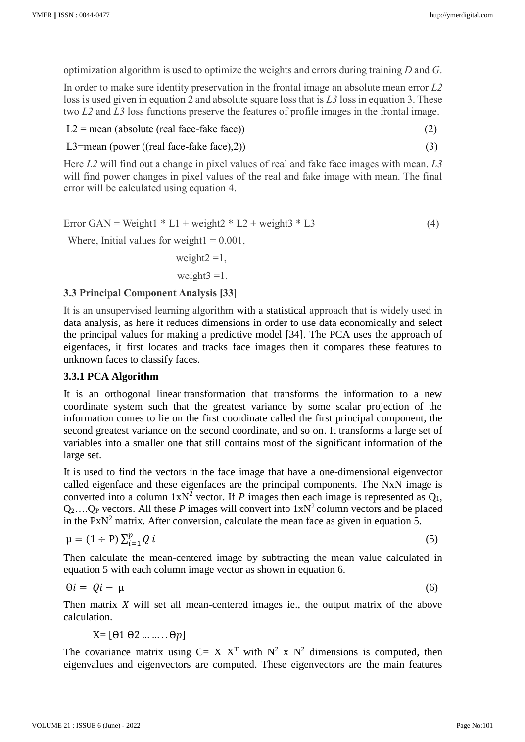optimization algorithm is used to optimize the weights and errors during training *D* and *G*.

In order to make sure identity preservation in the frontal image an absolute mean error *L2* loss is used given in equation 2 and absolute square loss that is *L3* loss in equation 3. These two *L2* and *L3* loss functions preserve the features of profile images in the frontal image.

$$\text{L2} = \text{mean (absolute (real face-fake face))} \tag{2}$$

$$\text{L3=mean (power ((real face-fake face),2))} \tag{3}$$

Here *L2* will find out a change in pixel values of real and fake face images with mean. *L3* will find power changes in pixel values of the real and fake image with mean. The final error will be calculated using equation 4.

$$\text{Error GAN} = \text{Weight1} * \text{L1} + \text{weight2} * \text{L2} + \text{weight3} * \text{L3} \tag{4}$$

Where, Initial values for weight1 = 0.001,

weight2 =1,

weight3 =1.

### 3.3 Principal Component Analysis [33]

It is an unsupervised learning algorithm with a statistical approach that is widely used in data analysis, as here it reduces dimensions in order to use data economically and select the principal values for making a predictive model [34]. The PCA uses the approach of eigenfaces, it first locates and tracks face images then it compares these features to unknown faces to classify faces.

#### 3.3.1 PCA Algorithm

It is an orthogonal linear transformation that transforms the information to a new coordinate system such that the greatest variance by some scalar projection of the information comes to lie on the first coordinate called the first principal component, the second greatest variance on the second coordinate, and so on. It transforms a large set of variables into a smaller one that still contains most of the significant information of the large set.

It is used to find the vectors in the face image that have a one-dimensional eigenvector called eigenface and these eigenfaces are the principal components. The NxN image is converted into a column $1\text{x}N^2$ vector. If *P* images then each image is represented as $Q_1$, $Q_2$….$Q_P$ vectors. All these *P* images will convert into $1\text{x}N^2$ column vectors and be placed in the $\text{Px}N^2$ matrix. After conversion, calculate the mean face as given in equation 5.

$$\mu = (1 \div \text{P}) \sum_{i=1}^{p} Q\, i \tag{5}$$

Then calculate the mean-centered image by subtracting the mean value calculated in equation 5 with each column image vector as shown in equation 6.

$$\Theta i = Qi - \mu \tag{6}$$

Then matrix *X* will set all mean-centered images ie., the output matrix of the above calculation.

$$\text{X} = [\Theta 1\ \Theta 2 \ldots\ldots..\Theta p]$$

The covariance matrix using $C= X\ X^T$ with $N^2 \text{ x } N^2$ dimensions is computed, then eigenvalues and eigenvectors are computed. These eigenvectors are the main features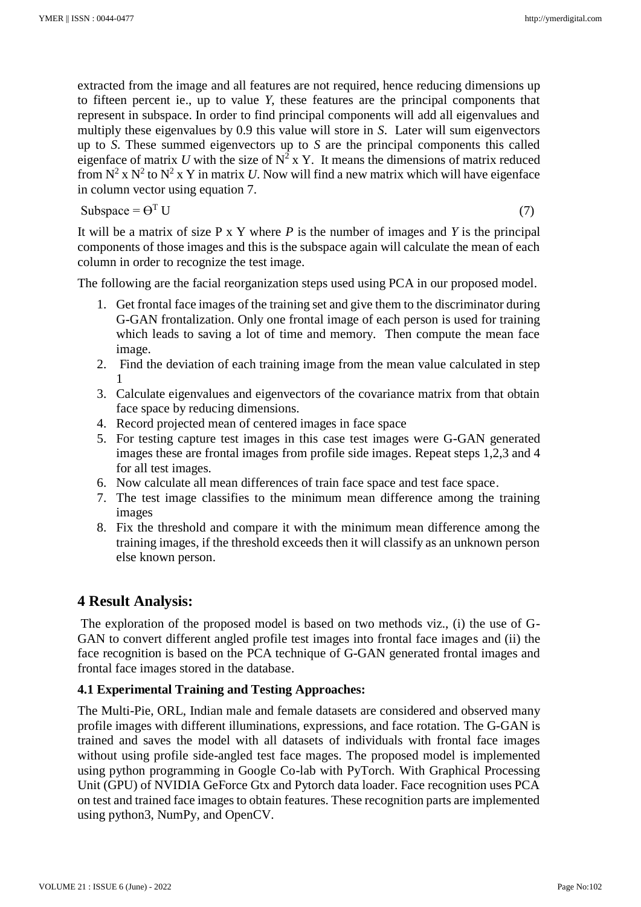extracted from the image and all features are not required, hence reducing dimensions up to fifteen percent ie., up to value *Y*, these features are the principal components that represent in subspace. In order to find principal components will add all eigenvalues and multiply these eigenvalues by 0.9 this value will store in *S*. Later will sum eigenvectors up to *S*. These summed eigenvectors up to *S* are the principal components this called eigenface of matrix *U* with the size of $N^2$ x Y. It means the dimensions of matrix reduced from $N^2$ x $N^2$ to $N^2$ x Y in matrix *U*. Now will find a new matrix which will have eigenface in column vector using equation 7.

$$\text{Subspace} = \Theta^T U \tag{7}$$

It will be a matrix of size P x Y where *P* is the number of images and *Y* is the principal components of those images and this is the subspace again will calculate the mean of each column in order to recognize the test image.

The following are the facial reorganization steps used using PCA in our proposed model.

1. Get frontal face images of the training set and give them to the discriminator during G-GAN frontalization. Only one frontal image of each person is used for training which leads to saving a lot of time and memory. Then compute the mean face image.
2. Find the deviation of each training image from the mean value calculated in step 1
3. Calculate eigenvalues and eigenvectors of the covariance matrix from that obtain face space by reducing dimensions.
4. Record projected mean of centered images in face space
5. For testing capture test images in this case test images were G-GAN generated images these are frontal images from profile side images. Repeat steps 1,2,3 and 4 for all test images.
6. Now calculate all mean differences of train face space and test face space.
7. The test image classifies to the minimum mean difference among the training images
8. Fix the threshold and compare it with the minimum mean difference among the training images, if the threshold exceeds then it will classify as an unknown person else known person.

## 4 Result Analysis:

The exploration of the proposed model is based on two methods viz., (i) the use of G-GAN to convert different angled profile test images into frontal face images and (ii) the face recognition is based on the PCA technique of G-GAN generated frontal images and frontal face images stored in the database.

### 4.1 Experimental Training and Testing Approaches:

The Multi-Pie, ORL, Indian male and female datasets are considered and observed many profile images with different illuminations, expressions, and face rotation. The G-GAN is trained and saves the model with all datasets of individuals with frontal face images without using profile side-angled test face mages. The proposed model is implemented using python programming in Google Co-lab with PyTorch. With Graphical Processing Unit (GPU) of NVIDIA GeForce Gtx and Pytorch data loader. Face recognition uses PCA on test and trained face images to obtain features. These recognition parts are implemented using python3, NumPy, and OpenCV.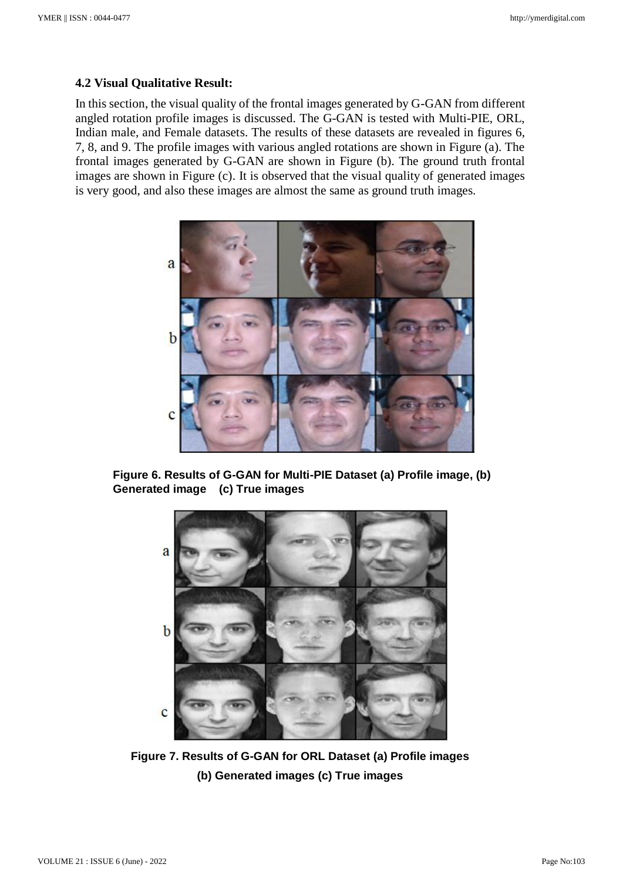### 4.2 Visual Qualitative Result:

In this section, the visual quality of the frontal images generated by G-GAN from different angled rotation profile images is discussed. The G-GAN is tested with Multi-PIE, ORL, Indian male, and Female datasets. The results of these datasets are revealed in figures 6, 7, 8, and 9. The profile images with various angled rotations are shown in Figure (a). The frontal images generated by G-GAN are shown in Figure (b). The ground truth frontal images are shown in Figure (c). It is observed that the visual quality of generated images is very good, and also these images are almost the same as ground truth images.

**Figure 6. Results of G-GAN for Multi-PIE Dataset (a) Profile image, (b) Generated image (c) True images**

**Figure 7. Results of G-GAN for ORL Dataset (a) Profile images (b) Generated images (c) True images**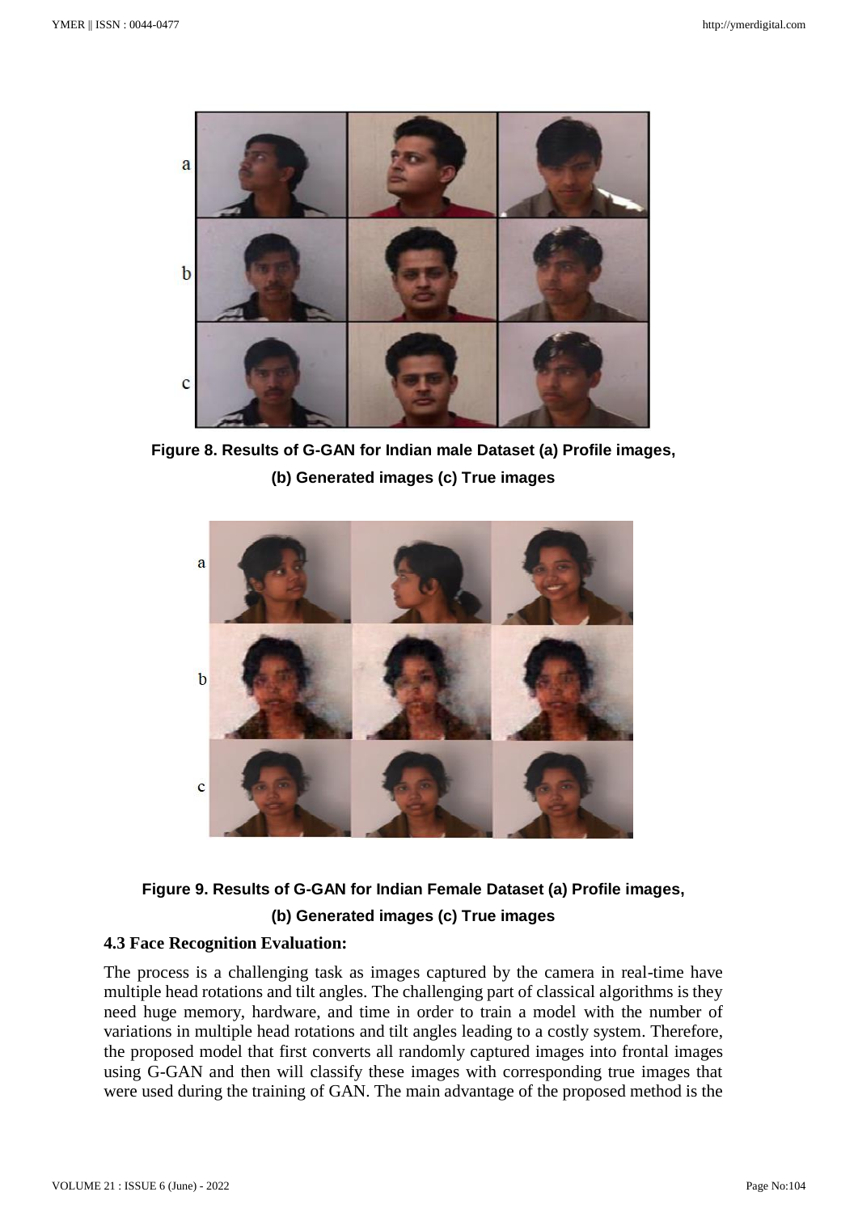**Figure 8. Results of G-GAN for Indian male Dataset (a) Profile images, (b) Generated images (c) True images**

**Figure 9. Results of G-GAN for Indian Female Dataset (a) Profile images, (b) Generated images (c) True images**

### 4.3 Face Recognition Evaluation:

The process is a challenging task as images captured by the camera in real-time have multiple head rotations and tilt angles. The challenging part of classical algorithms is they need huge memory, hardware, and time in order to train a model with the number of variations in multiple head rotations and tilt angles leading to a costly system. Therefore, the proposed model that first converts all randomly captured images into frontal images using G-GAN and then will classify these images with corresponding true images that were used during the training of GAN. The main advantage of the proposed method is the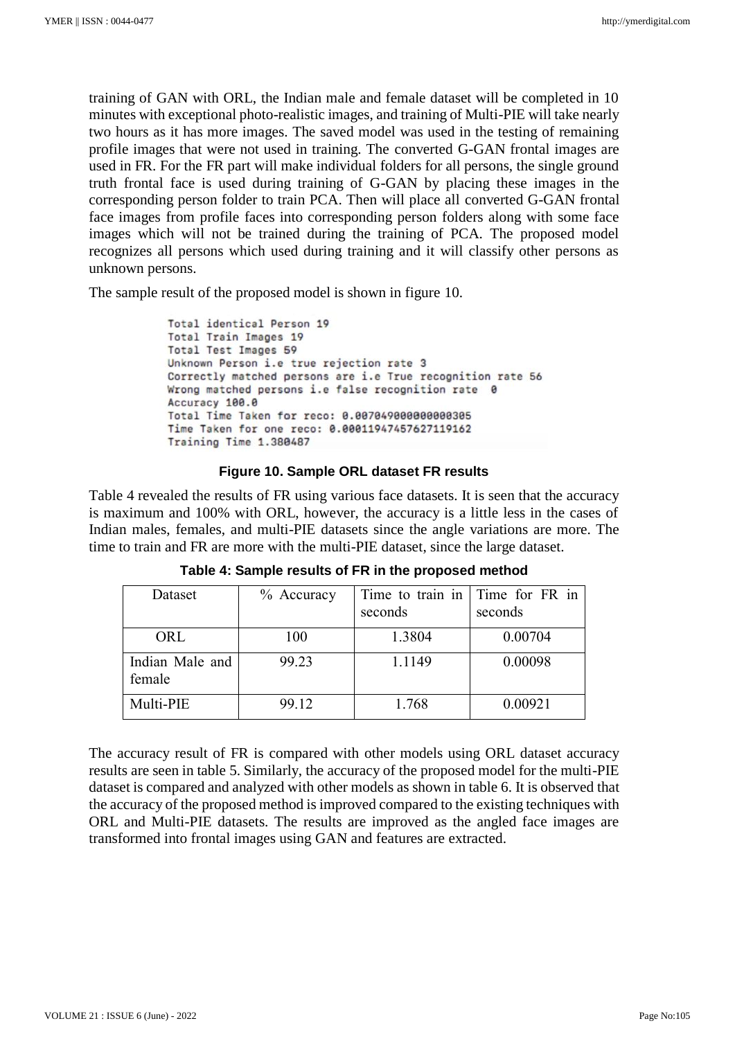training of GAN with ORL, the Indian male and female dataset will be completed in 10 minutes with exceptional photo-realistic images, and training of Multi-PIE will take nearly two hours as it has more images. The saved model was used in the testing of remaining profile images that were not used in training. The converted G-GAN frontal images are used in FR. For the FR part will make individual folders for all persons, the single ground truth frontal face is used during training of G-GAN by placing these images in the corresponding person folder to train PCA. Then will place all converted G-GAN frontal face images from profile faces into corresponding person folders along with some face images which will not be trained during the training of PCA. The proposed model recognizes all persons which used during training and it will classify other persons as unknown persons.

The sample result of the proposed model is shown in figure 10.

```
Total identical Person 19
Total Train Images 19
Total Test Images 59
Unknown Person i.e true rejection rate 3
Correctly matched persons are i.e True recognition rate 56
Wrong matched persons i.e false recognition rate  0
Accuracy 100.0
Total Time Taken for reco: 0.007049000000000305
Time Taken for one reco: 0.00011947457627119162
Training Time 1.380487
```

**Figure 10. Sample ORL dataset FR results**

Table 4 revealed the results of FR using various face datasets. It is seen that the accuracy is maximum and 100% with ORL, however, the accuracy is a little less in the cases of Indian males, females, and multi-PIE datasets since the angle variations are more. The time to train and FR are more with the multi-PIE dataset, since the large dataset.

**Table 4: Sample results of FR in the proposed method**

| Dataset | % Accuracy | Time to train in seconds | Time for FR in seconds |
|---|---|---|---|
| ORL | 100 | 1.3804 | 0.00704 |
| Indian Male and female | 99.23 | 1.1149 | 0.00098 |
| Multi-PIE | 99.12 | 1.768 | 0.00921 |

The accuracy result of FR is compared with other models using ORL dataset accuracy results are seen in table 5. Similarly, the accuracy of the proposed model for the multi-PIE dataset is compared and analyzed with other models as shown in table 6. It is observed that the accuracy of the proposed method is improved compared to the existing techniques with ORL and Multi-PIE datasets. The results are improved as the angled face images are transformed into frontal images using GAN and features are extracted.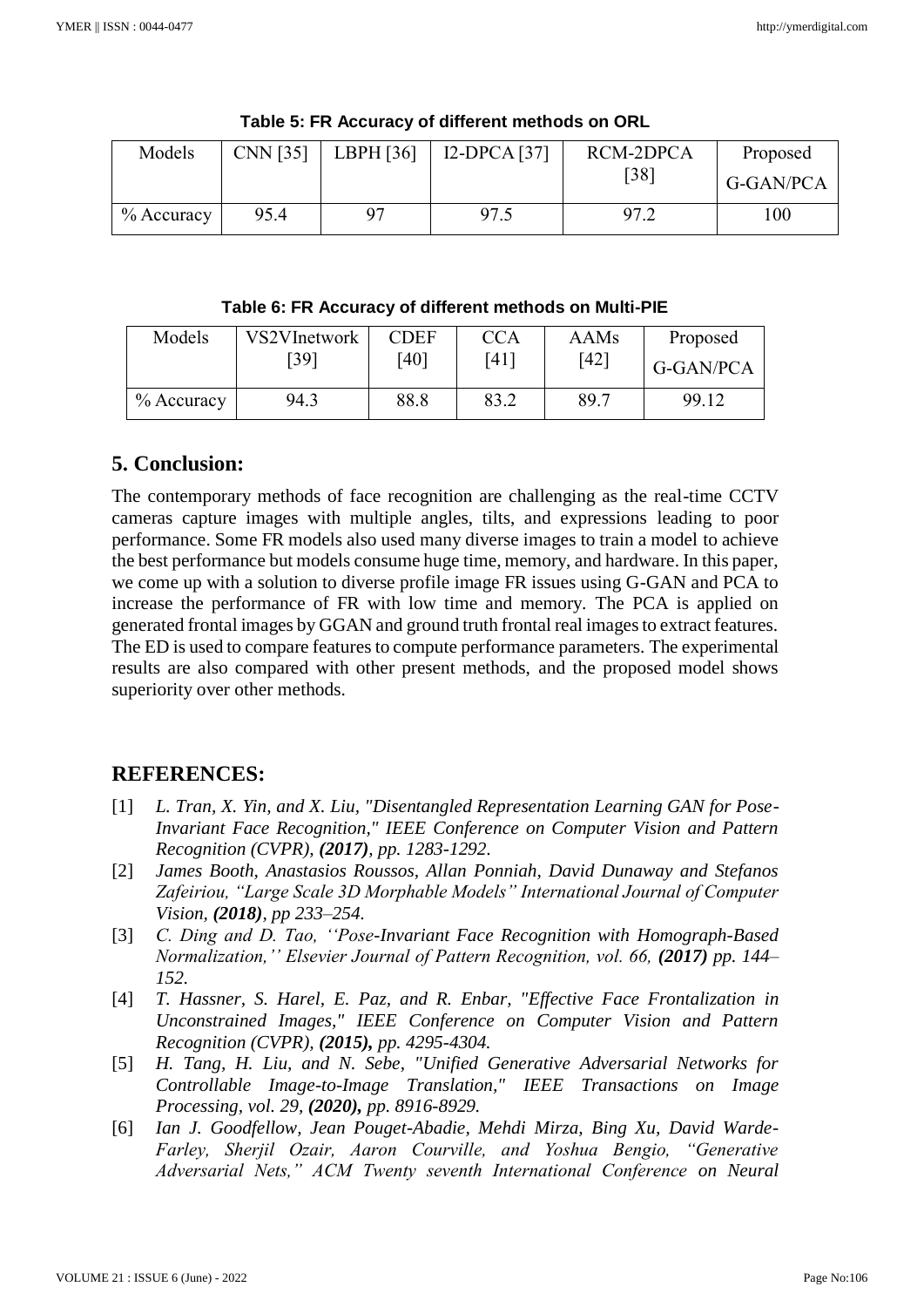**Table 5: FR Accuracy of different methods on ORL**

| Models | CNN [35] | LBPH [36] | I2-DPCA [37] | RCM-2DPCA [38] | Proposed G-GAN/PCA |
|---|---|---|---|---|---|
| % Accuracy | 95.4 | 97 | 97.5 | 97.2 | 100 |

**Table 6: FR Accuracy of different methods on Multi-PIE**

| Models | VS2VInetwork [39] | CDEF [40] | CCA [41] | AAMs [42] | Proposed G-GAN/PCA |
|---|---|---|---|---|---|
| % Accuracy | 94.3 | 88.8 | 83.2 | 89.7 | 99.12 |

## 5. Conclusion:

The contemporary methods of face recognition are challenging as the real-time CCTV cameras capture images with multiple angles, tilts, and expressions leading to poor performance. Some FR models also used many diverse images to train a model to achieve the best performance but models consume huge time, memory, and hardware. In this paper, we come up with a solution to diverse profile image FR issues using G-GAN and PCA to increase the performance of FR with low time and memory. The PCA is applied on generated frontal images by GGAN and ground truth frontal real images to extract features. The ED is used to compare features to compute performance parameters. The experimental results are also compared with other present methods, and the proposed model shows superiority over other methods.

## REFERENCES:

[1] *L. Tran, X. Yin, and X. Liu, "Disentangled Representation Learning GAN for Pose-Invariant Face Recognition," IEEE Conference on Computer Vision and Pattern Recognition (CVPR),* ***(2017)****, pp. 1283-1292.*

[2] *James Booth, Anastasios Roussos, Allan Ponniah, David Dunaway and Stefanos Zafeiriou, "Large Scale 3D Morphable Models" International Journal of Computer Vision,* ***(2018)****, pp 233–254.*

[3] *C. Ding and D. Tao, ''Pose-Invariant Face Recognition with Homograph-Based Normalization,'' Elsevier Journal of Pattern Recognition, vol. 66,* ***(2017)*** *pp. 144–152.*

[4] *T. Hassner, S. Harel, E. Paz, and R. Enbar, "Effective Face Frontalization in Unconstrained Images," IEEE Conference on Computer Vision and Pattern Recognition (CVPR),* ***(2015),*** *pp. 4295-4304.*

[5] *H. Tang, H. Liu, and N. Sebe, "Unified Generative Adversarial Networks for Controllable Image-to-Image Translation," IEEE Transactions on Image Processing, vol. 29,* ***(2020),*** *pp. 8916-8929.*

[6] *Ian J. Goodfellow, Jean Pouget-Abadie, Mehdi Mirza, Bing Xu, David Warde-Farley, Sherjil Ozair, Aaron Courville, and Yoshua Bengio, "Generative Adversarial Nets," ACM Twenty seventh International Conference on Neural*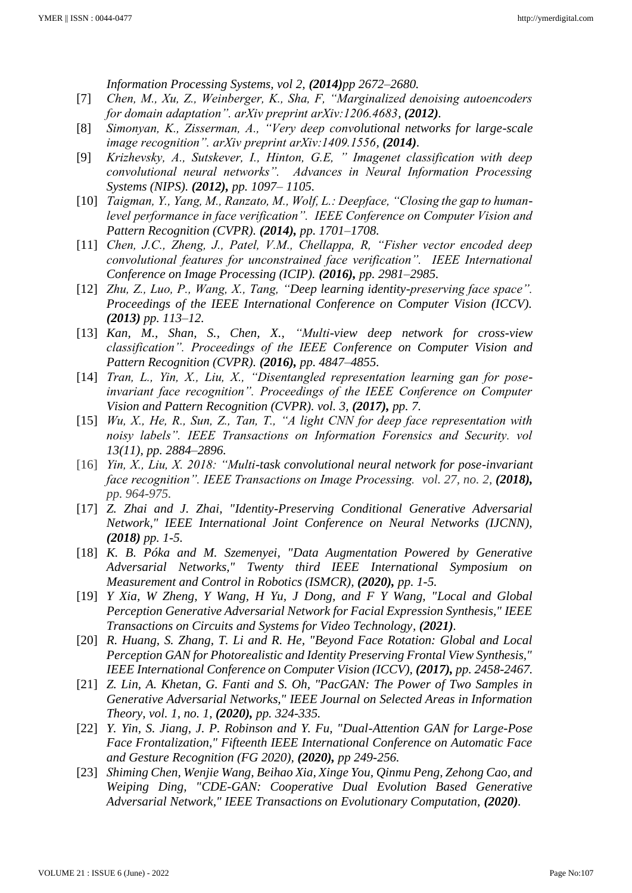*Information Processing Systems, vol 2, **(2014)**pp 2672–2680.*

- [7] *Chen, M., Xu, Z., Weinberger, K., Sha, F, "Marginalized denoising autoencoders for domain adaptation". arXiv preprint arXiv:1206.4683, **(2012)**.*
- [8] *Simonyan, K., Zisserman, A., "Very deep convolutional networks for large-scale image recognition". arXiv preprint arXiv:1409.1556, **(2014)**.*
- [9] *Krizhevsky, A., Sutskever, I., Hinton, G.E, " Imagenet classification with deep convolutional neural networks". Advances in Neural Information Processing Systems (NIPS). **(2012),** pp. 1097– 1105.*
- [10] *Taigman, Y., Yang, M., Ranzato, M., Wolf, L.: Deepface, "Closing the gap to human-level performance in face verification". IEEE Conference on Computer Vision and Pattern Recognition (CVPR). **(2014),** pp. 1701–1708.*
- [11] *Chen, J.C., Zheng, J., Patel, V.M., Chellappa, R, "Fisher vector encoded deep convolutional features for unconstrained face verification". IEEE International Conference on Image Processing (ICIP). **(2016),** pp. 2981–2985.*
- [12] *Zhu, Z., Luo, P., Wang, X., Tang, "Deep learning identity-preserving face space". Proceedings of the IEEE International Conference on Computer Vision (ICCV). **(2013)** pp. 113–12.*
- [13] *Kan, M., Shan, S., Chen, X., "Multi-view deep network for cross-view classification". Proceedings of the IEEE Conference on Computer Vision and Pattern Recognition (CVPR). **(2016),** pp. 4847–4855.*
- [14] *Tran, L., Yin, X., Liu, X., "Disentangled representation learning gan for pose-invariant face recognition". Proceedings of the IEEE Conference on Computer Vision and Pattern Recognition (CVPR). vol. 3, **(2017),** pp. 7.*
- [15] *Wu, X., He, R., Sun, Z., Tan, T., "A light CNN for deep face representation with noisy labels". IEEE Transactions on Information Forensics and Security. vol 13(11), pp. 2884–2896.*
- [16] *Yin, X., Liu, X. 2018: "Multi-task convolutional neural network for pose-invariant face recognition". IEEE Transactions on Image Processing. vol. 27, no. 2, **(2018),** pp. 964-975.*
- [17] *Z. Zhai and J. Zhai, "Identity-Preserving Conditional Generative Adversarial Network," IEEE International Joint Conference on Neural Networks (IJCNN), **(2018)** pp. 1-5.*
- [18] *K. B. Póka and M. Szemenyei, "Data Augmentation Powered by Generative Adversarial Networks," Twenty third IEEE International Symposium on Measurement and Control in Robotics (ISMCR), **(2020),** pp. 1-5.*
- [19] *Y Xia, W Zheng, Y Wang, H Yu, J Dong, and F Y Wang, "Local and Global Perception Generative Adversarial Network for Facial Expression Synthesis," IEEE Transactions on Circuits and Systems for Video Technology, **(2021)**.*
- [20] *R. Huang, S. Zhang, T. Li and R. He, "Beyond Face Rotation: Global and Local Perception GAN for Photorealistic and Identity Preserving Frontal View Synthesis," IEEE International Conference on Computer Vision (ICCV), **(2017),** pp. 2458-2467.*
- [21] *Z. Lin, A. Khetan, G. Fanti and S. Oh, "PacGAN: The Power of Two Samples in Generative Adversarial Networks," IEEE Journal on Selected Areas in Information Theory, vol. 1, no. 1, **(2020),** pp. 324-335.*
- [22] *Y. Yin, S. Jiang, J. P. Robinson and Y. Fu, "Dual-Attention GAN for Large-Pose Face Frontalization," Fifteenth IEEE International Conference on Automatic Face and Gesture Recognition (FG 2020), **(2020),** pp 249-256.*
- [23] *Shiming Chen, Wenjie Wang, Beihao Xia, Xinge You, Qinmu Peng, Zehong Cao, and Weiping Ding, "CDE-GAN: Cooperative Dual Evolution Based Generative Adversarial Network," IEEE Transactions on Evolutionary Computation, **(2020)**.*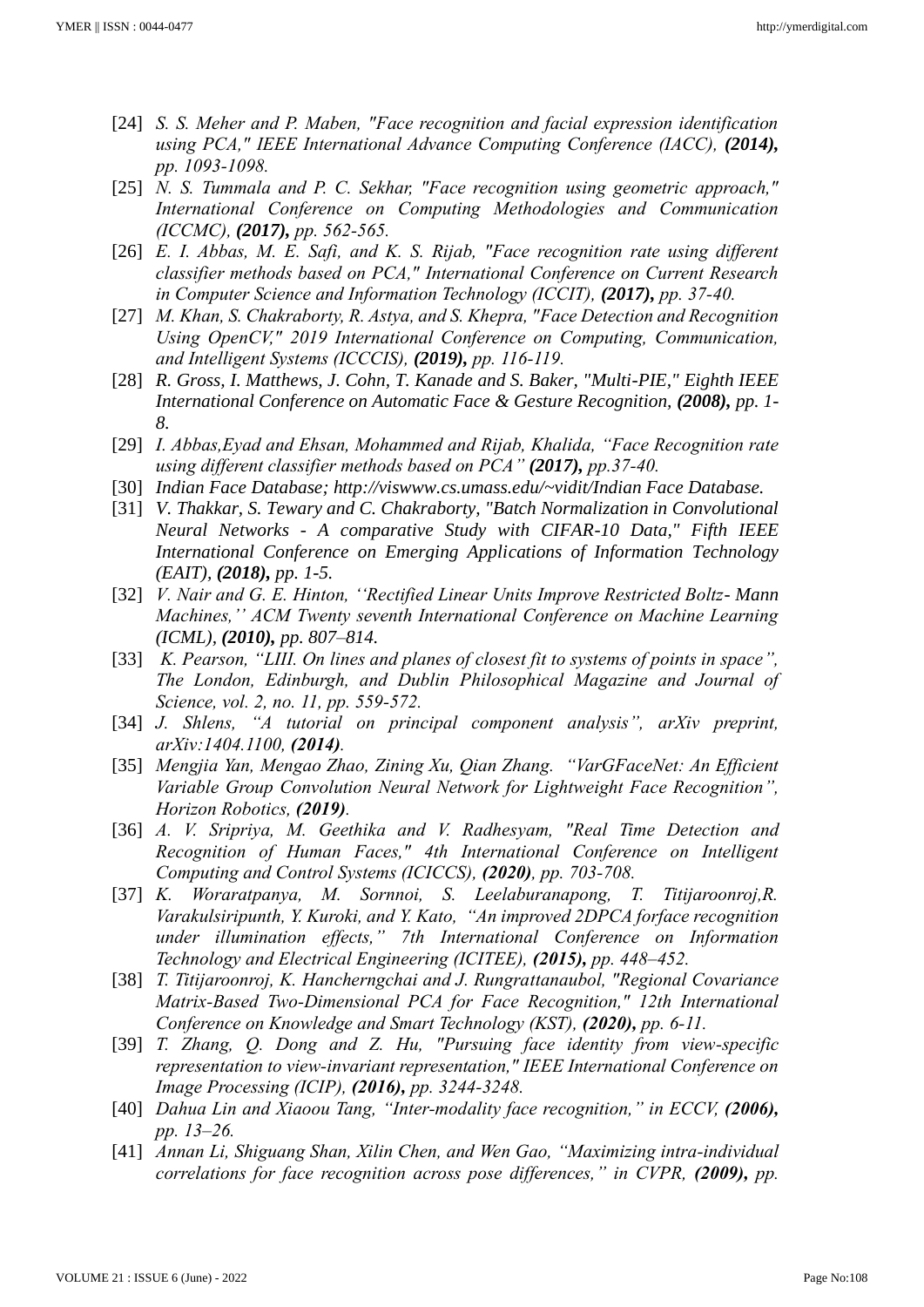[24] *S. S. Meher and P. Maben, "Face recognition and facial expression identification using PCA," IEEE International Advance Computing Conference (IACC), **(2014),** pp. 1093-1098.*

[25] *N. S. Tummala and P. C. Sekhar, "Face recognition using geometric approach," International Conference on Computing Methodologies and Communication (ICCMC), **(2017),** pp. 562-565.*

[26] *E. I. Abbas, M. E. Safi, and K. S. Rijab, "Face recognition rate using different classifier methods based on PCA," International Conference on Current Research in Computer Science and Information Technology (ICCIT), **(2017),** pp. 37-40.*

[27] *M. Khan, S. Chakraborty, R. Astya, and S. Khepra, "Face Detection and Recognition Using OpenCV," 2019 International Conference on Computing, Communication, and Intelligent Systems (ICCCIS), **(2019),** pp. 116-119.*

[28] *R. Gross, I. Matthews, J. Cohn, T. Kanade and S. Baker, "Multi-PIE," Eighth IEEE International Conference on Automatic Face & Gesture Recognition, **(2008),** pp. 1-8.*

[29] *I. Abbas,Eyad and Ehsan, Mohammed and Rijab, Khalida, "Face Recognition rate using different classifier methods based on PCA" **(2017),** pp.37-40.*

[30] *Indian Face Database; http://viswww.cs.umass.edu/~vidit/Indian Face Database.*

[31] *V. Thakkar, S. Tewary and C. Chakraborty, "Batch Normalization in Convolutional Neural Networks - A comparative Study with CIFAR-10 Data," Fifth IEEE International Conference on Emerging Applications of Information Technology (EAIT), **(2018),** pp. 1-5.*

[32] *V. Nair and G. E. Hinton, ''Rectified Linear Units Improve Restricted Boltz- Mann Machines,'' ACM Twenty seventh International Conference on Machine Learning (ICML), **(2010),** pp. 807–814.*

[33] *K. Pearson, "LIII. On lines and planes of closest fit to systems of points in space", The London, Edinburgh, and Dublin Philosophical Magazine and Journal of Science, vol. 2, no. 11, pp. 559-572.*

[34] *J. Shlens, "A tutorial on principal component analysis", arXiv preprint, arXiv:1404.1100, **(2014)**.*

[35] *Mengjia Yan, Mengao Zhao, Zining Xu, Qian Zhang. "VarGFaceNet: An Efficient Variable Group Convolution Neural Network for Lightweight Face Recognition", Horizon Robotics, **(2019)**.*

[36] *A. V. Sripriya, M. Geethika and V. Radhesyam, "Real Time Detection and Recognition of Human Faces," 4th International Conference on Intelligent Computing and Control Systems (ICICCS), **(2020)**, pp. 703-708.*

[37] *K. Woraratpanya, M. Sornnoi, S. Leelaburanapong, T. Titijaroonroj,R. Varakulsiripunth, Y. Kuroki, and Y. Kato, "An improved 2DPCA forface recognition under illumination effects," 7th International Conference on Information Technology and Electrical Engineering (ICITEE), **(2015),** pp. 448–452.*

[38] *T. Titijaroonroj, K. Hancherngchai and J. Rungrattanaubol, "Regional Covariance Matrix-Based Two-Dimensional PCA for Face Recognition," 12th International Conference on Knowledge and Smart Technology (KST), **(2020),** pp. 6-11.*

[39] *T. Zhang, Q. Dong and Z. Hu, "Pursuing face identity from view-specific representation to view-invariant representation," IEEE International Conference on Image Processing (ICIP), **(2016),** pp. 3244-3248.*

[40] *Dahua Lin and Xiaoou Tang, "Inter-modality face recognition," in ECCV, **(2006),** pp. 13–26.*

[41] *Annan Li, Shiguang Shan, Xilin Chen, and Wen Gao, "Maximizing intra-individual correlations for face recognition across pose differences," in CVPR, **(2009),** pp.*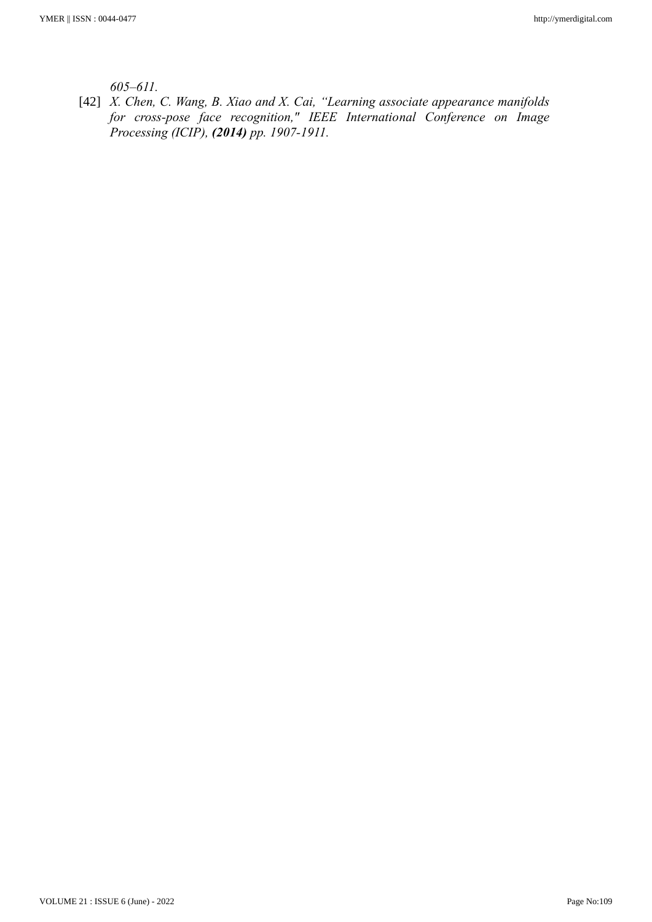*605–611.*

[42] *X. Chen, C. Wang, B. Xiao and X. Cai, "Learning associate appearance manifolds for cross-pose face recognition," IEEE International Conference on Image Processing (ICIP), **(2014)** pp. 1907-1911.*